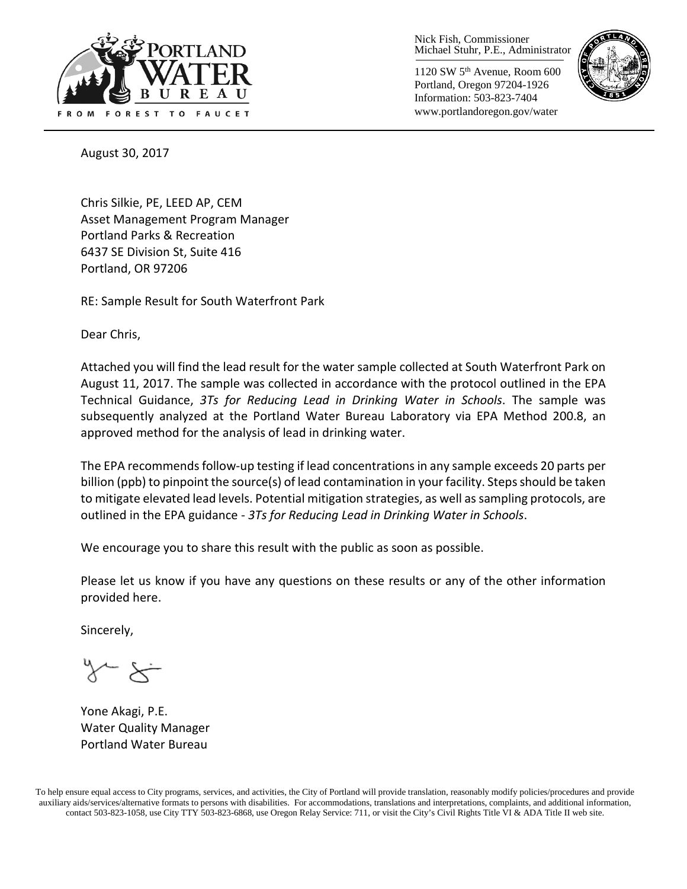PORTLAND WATER BUREAU

FROM FOREST TO FAUCET

Nick Fish, Commissioner
Michael Stuhr, P.E., Administrator

1120 SW 5th Avenue, Room 600
Portland, Oregon 97204-1926
Information: 503-823-7404
www.portlandoregon.gov/water

August 30, 2017

Chris Silkie, PE, LEED AP, CEM
Asset Management Program Manager
Portland Parks & Recreation
6437 SE Division St, Suite 416
Portland, OR 97206

RE: Sample Result for South Waterfront Park

Dear Chris,

Attached you will find the lead result for the water sample collected at South Waterfront Park on August 11, 2017. The sample was collected in accordance with the protocol outlined in the EPA Technical Guidance, *3Ts for Reducing Lead in Drinking Water in Schools*. The sample was subsequently analyzed at the Portland Water Bureau Laboratory via EPA Method 200.8, an approved method for the analysis of lead in drinking water.

The EPA recommends follow-up testing if lead concentrations in any sample exceeds 20 parts per billion (ppb) to pinpoint the source(s) of lead contamination in your facility. Steps should be taken to mitigate elevated lead levels. Potential mitigation strategies, as well as sampling protocols, are outlined in the EPA guidance - *3Ts for Reducing Lead in Drinking Water in Schools*.

We encourage you to share this result with the public as soon as possible.

Please let us know if you have any questions on these results or any of the other information provided here.

Sincerely,

Yone Akagi, P.E.
Water Quality Manager
Portland Water Bureau

To help ensure equal access to City programs, services, and activities, the City of Portland will provide translation, reasonably modify policies/procedures and provide auxiliary aids/services/alternative formats to persons with disabilities. For accommodations, translations and interpretations, complaints, and additional information, contact 503-823-1058, use City TTY 503-823-6868, use Oregon Relay Service: 711, or visit the City's Civil Rights Title VI & ADA Title II web site.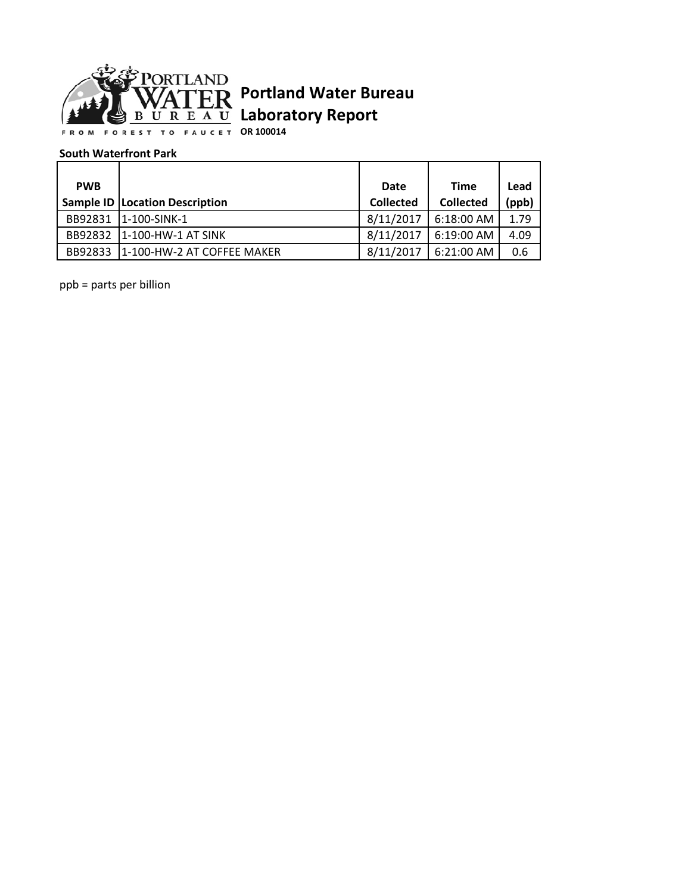# Portland Water Bureau
## Laboratory Report

**OR 100014**

**South Waterfront Park**

| PWB Sample ID | Location Description | Date Collected | Time Collected | Lead (ppb) |
|---|---|---|---|---|
| BB92831 | 1-100-SINK-1 | 8/11/2017 | 6:18:00 AM | 1.79 |
| BB92832 | 1-100-HW-1 AT SINK | 8/11/2017 | 6:19:00 AM | 4.09 |
| BB92833 | 1-100-HW-2 AT COFFEE MAKER | 8/11/2017 | 6:21:00 AM | 0.6 |

ppb = parts per billion